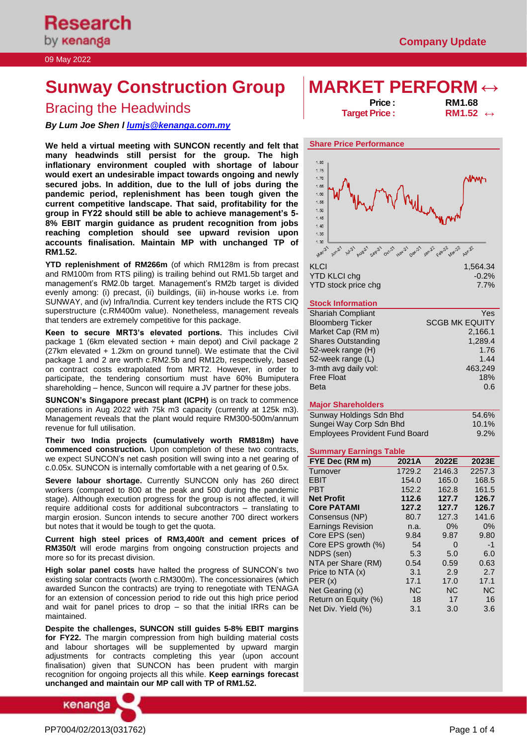Research by kenanga

09 May 2022

Company Update

# Sunway Construction Group

## Bracing the Headwinds

***By Lum Joe Shen l lumjs@kenanga.com.my***

# MARKET PERFORM ↔

**Price :** **RM1.68**

**Target Price :** **RM1.52** ↔

**We held a virtual meeting with SUNCON recently and felt that many headwinds still persist for the group. The high inflationary environment coupled with shortage of labour would exert an undesirable impact towards ongoing and newly secured jobs. In addition, due to the lull of jobs during the pandemic period, replenishment has been tough given the current competitive landscape. That said, profitability for the group in FY22 should still be able to achieve management's 5-8% EBIT margin guidance as prudent recognition from jobs reaching completion should see upward revision upon accounts finalisation. Maintain MP with unchanged TP of RM1.52.**

**YTD replenishment of RM266m** (of which RM128m is from precast and RM100m from RTS piling) is trailing behind out RM1.5b target and management's RM2.0b target. Management's RM2b target is divided evenly among: (i) precast, (ii) buildings, (iii) in-house works i.e. from SUNWAY, and (iv) Infra/India. Current key tenders include the RTS CIQ superstructure (c.RM400m value). Nonetheless, management reveals that tenders are extremely competitive for this package.

**Keen to secure MRT3's elevated portions.** This includes Civil package 1 (6km elevated section + main depot) and Civil package 2 (27km elevated + 1.2km on ground tunnel). We estimate that the Civil package 1 and 2 are worth c.RM2.5b and RM12b, respectively, based on contract costs extrapolated from MRT2. However, in order to participate, the tendering consortium must have 60% Bumiputera shareholding – hence, Suncon will require a JV partner for these jobs.

**SUNCON's Singapore precast plant (ICPH)** is on track to commence operations in Aug 2022 with 75k m3 capacity (currently at 125k m3). Management reveals that the plant would require RM300-500m/annum revenue for full utilisation.

**Their two India projects (cumulatively worth RM818m) have commenced construction.** Upon completion of these two contracts, we expect SUNCON's net cash position will swing into a net gearing of c.0.05x. SUNCON is internally comfortable with a net gearing of 0.5x.

**Severe labour shortage.** Currently SUNCON only has 260 direct workers (compared to 800 at the peak and 500 during the pandemic stage). Although execution progress for the group is not affected, it will require additional costs for additional subcontractors – translating to margin erosion. Suncon intends to secure another 700 direct workers but notes that it would be tough to get the quota.

**Current high steel prices of RM3,400/t and cement prices of RM350/t** will erode margins from ongoing construction projects and more so for its precast division.

**High solar panel costs** have halted the progress of SUNCON's two existing solar contracts (worth c.RM300m). The concessionaires (which awarded Suncon the contracts) are trying to renegotiate with TENAGA for an extension of concession period to ride out this high price period and wait for panel prices to drop – so that the initial IRRs can be maintained.

**Despite the challenges, SUNCON still guides 5-8% EBIT margins for FY22.** The margin compression from high building material costs and labour shortages will be supplemented by upward margin adjustments for contracts completing this year (upon account finalisation) given that SUNCON has been prudent with margin recognition for ongoing projects all this while. **Keep earnings forecast unchanged and maintain our MP call with TP of RM1.52.**

### Share Price Performance

| | |
|---|---|
| KLCI | 1,564.34 |
| YTD KLCI chg | -0.2% |
| YTD stock price chg | 7.7% |

### Stock Information

| | |
|---|---|
| Shariah Compliant | Yes |
| Bloomberg Ticker | SCGB MK EQUITY |
| Market Cap (RM m) | 2,166.1 |
| Shares Outstanding | 1,289.4 |
| 52-week range (H) | 1.76 |
| 52-week range (L) | 1.44 |
| 3-mth avg daily vol: | 463,249 |
| Free Float | 18% |
| Beta | 0.6 |

### Major Shareholders

| | |
|---|---|
| Sunway Holdings Sdn Bhd | 54.6% |
| Sungei Way Corp Sdn Bhd | 10.1% |
| Employees Provident Fund Board | 9.2% |

### Summary Earnings Table

| FYE Dec (RM m) | 2021A | 2022E | 2023E |
|---|---|---|---|
| Turnover | 1729.2 | 2146.3 | 2257.3 |
| EBIT | 154.0 | 165.0 | 168.5 |
| PBT | 152.2 | 162.8 | 161.5 |
| **Net Profit** | **112.6** | **127.7** | **126.7** |
| **Core PATAMI** | **127.2** | **127.7** | **126.7** |
| Consensus (NP) | 80.7 | 127.3 | 141.6 |
| Earnings Revision | n.a. | 0% | 0% |
| Core EPS (sen) | 9.84 | 9.87 | 9.80 |
| Core EPS growth (%) | 54 | 0 | -1 |
| NDPS (sen) | 5.3 | 5.0 | 6.0 |
| NTA per Share (RM) | 0.54 | 0.59 | 0.63 |
| Price to NTA (x) | 3.1 | 2.9 | 2.7 |
| PER (x) | 17.1 | 17.0 | 17.1 |
| Net Gearing (x) | NC | NC | NC |
| Return on Equity (%) | 18 | 17 | 16 |
| Net Div. Yield (%) | 3.1 | 3.0 | 3.6 |

PP7004/02/2013(031762)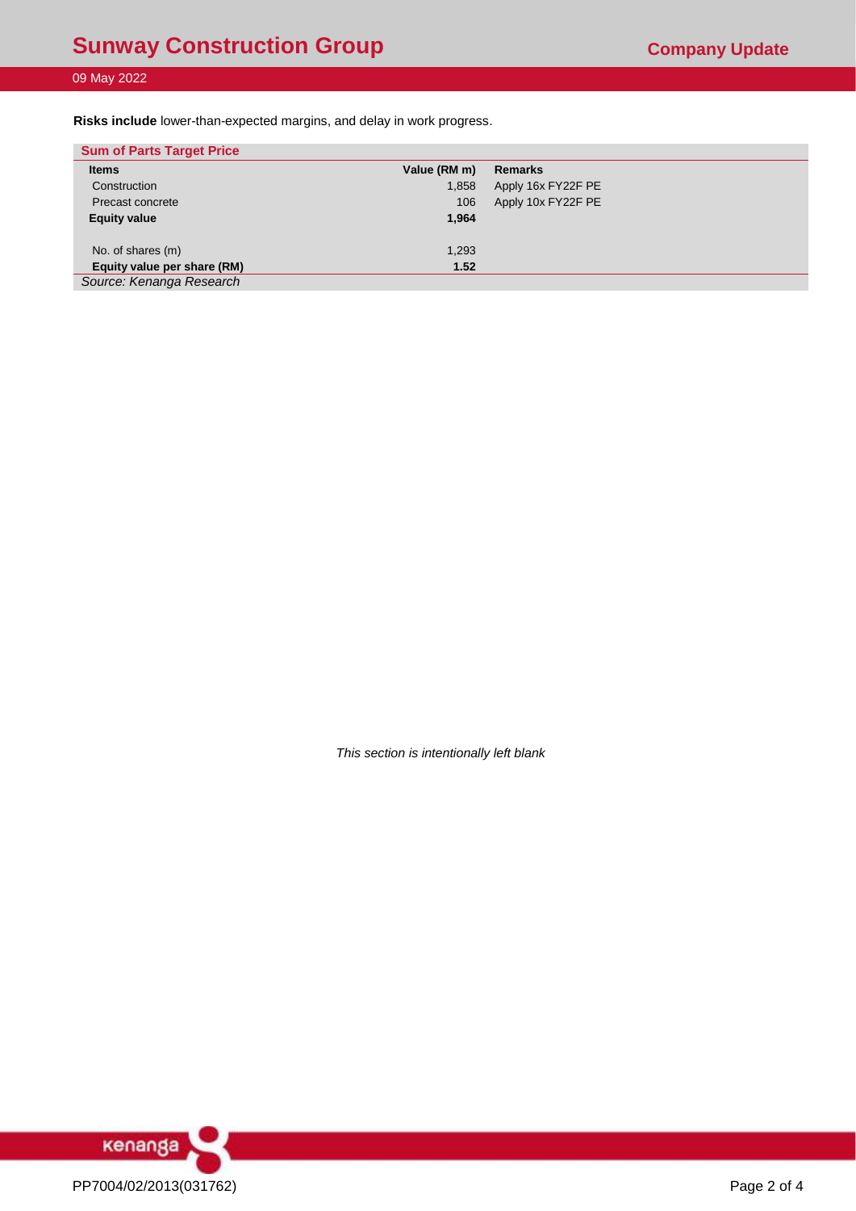**Risks include** lower-than-expected margins, and delay in work progress.

**Sum of Parts Target Price**

| Items | Value (RM m) | Remarks |
|---|---|---|
| Construction | 1,858 | Apply 16x FY22F PE |
| Precast concrete | 106 | Apply 10x FY22F PE |
| **Equity value** | **1,964** | |
| | | |
| No. of shares (m) | 1,293 | |
| **Equity value per share (RM)** | **1.52** | |

*Source: Kenanga Research*

*This section is intentionally left blank*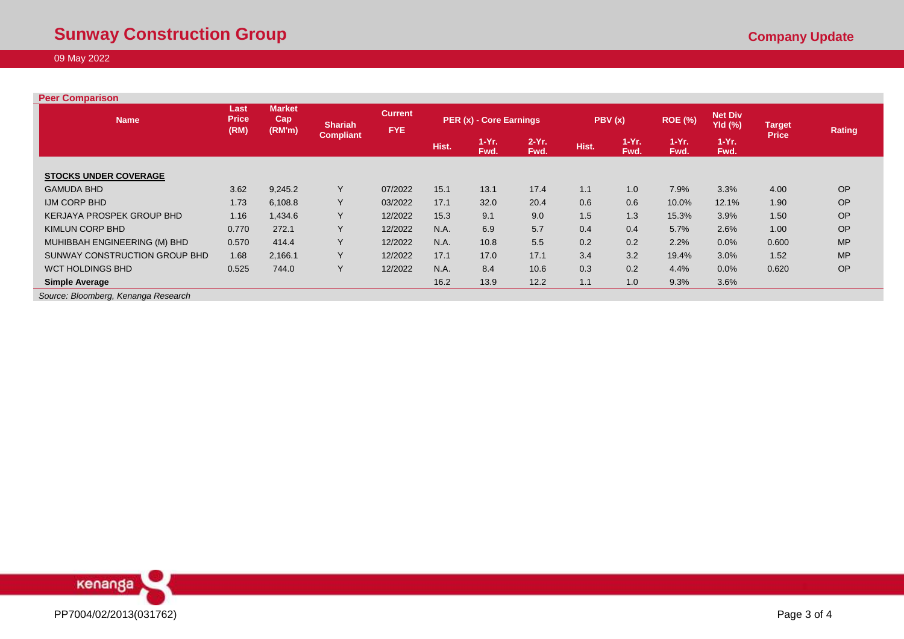## Peer Comparison

| Name | Last Price (RM) | Market Cap (RM'm) | Shariah Compliant | Current FYE | PER (x) - Core Earnings | | | PBV (x) | | ROE (%) | Net Div Yld (%) | Target Price | Rating |
|---|---|---|---|---|---|---|---|---|---|---|---|---|---|
| | | | | | Hist. | 1-Yr. Fwd. | 2-Yr. Fwd. | Hist. | 1-Yr. Fwd. | 1-Yr. Fwd. | 1-Yr. Fwd. | | |
| **STOCKS UNDER COVERAGE** | | | | | | | | | | | | | |
| GAMUDA BHD | 3.62 | 9,245.2 | Y | 07/2022 | 15.1 | 13.1 | 17.4 | 1.1 | 1.0 | 7.9% | 3.3% | 4.00 | OP |
| IJM CORP BHD | 1.73 | 6,108.8 | Y | 03/2022 | 17.1 | 32.0 | 20.4 | 0.6 | 0.6 | 10.0% | 12.1% | 1.90 | OP |
| KERJAYA PROSPEK GROUP BHD | 1.16 | 1,434.6 | Y | 12/2022 | 15.3 | 9.1 | 9.0 | 1.5 | 1.3 | 15.3% | 3.9% | 1.50 | OP |
| KIMLUN CORP BHD | 0.770 | 272.1 | Y | 12/2022 | N.A. | 6.9 | 5.7 | 0.4 | 0.4 | 5.7% | 2.6% | 1.00 | OP |
| MUHIBBAH ENGINEERING (M) BHD | 0.570 | 414.4 | Y | 12/2022 | N.A. | 10.8 | 5.5 | 0.2 | 0.2 | 2.2% | 0.0% | 0.600 | MP |
| SUNWAY CONSTRUCTION GROUP BHD | 1.68 | 2,166.1 | Y | 12/2022 | 17.1 | 17.0 | 17.1 | 3.4 | 3.2 | 19.4% | 3.0% | 1.52 | MP |
| WCT HOLDINGS BHD | 0.525 | 744.0 | Y | 12/2022 | N.A. | 8.4 | 10.6 | 0.3 | 0.2 | 4.4% | 0.0% | 0.620 | OP |
| **Simple Average** | | | | | 16.2 | 13.9 | 12.2 | 1.1 | 1.0 | 9.3% | 3.6% | | |

*Source: Bloomberg, Kenanga Research*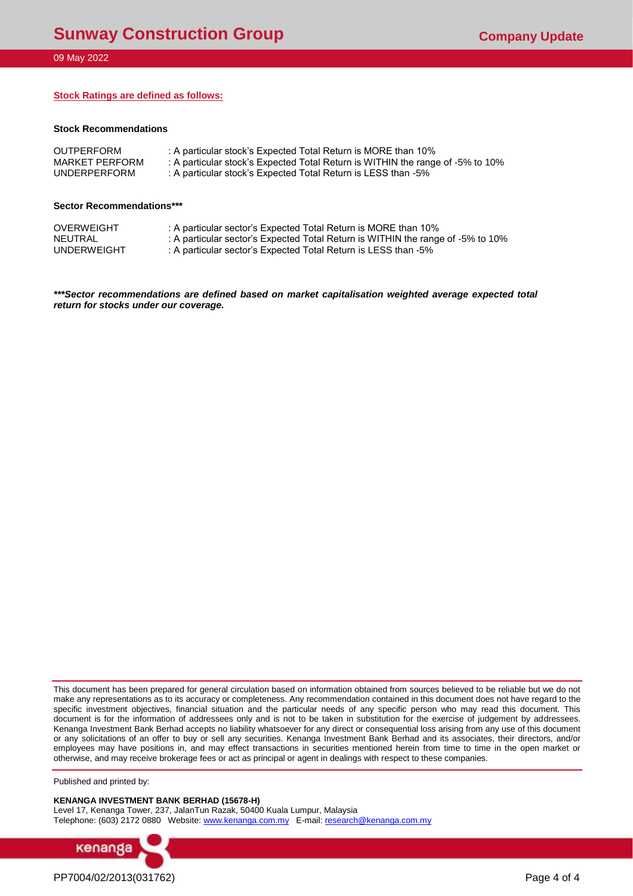**Stock Ratings are defined as follows:**

**Stock Recommendations**

| | |
|---|---|
| OUTPERFORM | : A particular stock's Expected Total Return is MORE than 10% |
| MARKET PERFORM | : A particular stock's Expected Total Return is WITHIN the range of -5% to 10% |
| UNDERPERFORM | : A particular stock's Expected Total Return is LESS than -5% |

**Sector Recommendations*****

| | |
|---|---|
| OVERWEIGHT | : A particular sector's Expected Total Return is MORE than 10% |
| NEUTRAL | : A particular sector's Expected Total Return is WITHIN the range of -5% to 10% |
| UNDERWEIGHT | : A particular sector's Expected Total Return is LESS than -5% |

***\*\*\*Sector recommendations are defined based on market capitalisation weighted average expected total return for stocks under our coverage.***

This document has been prepared for general circulation based on information obtained from sources believed to be reliable but we do not make any representations as to its accuracy or completeness. Any recommendation contained in this document does not have regard to the specific investment objectives, financial situation and the particular needs of any specific person who may read this document. This document is for the information of addressees only and is not to be taken in substitution for the exercise of judgement by addressees. Kenanga Investment Bank Berhad accepts no liability whatsoever for any direct or consequential loss arising from any use of this document or any solicitations of an offer to buy or sell any securities. Kenanga Investment Bank Berhad and its associates, their directors, and/or employees may have positions in, and may effect transactions in securities mentioned herein from time to time in the open market or otherwise, and may receive brokerage fees or act as principal or agent in dealings with respect to these companies.

Published and printed by:

**KENANGA INVESTMENT BANK BERHAD (15678-H)**
Level 17, Kenanga Tower, 237, JalanTun Razak, 50400 Kuala Lumpur, Malaysia
Telephone: (603) 2172 0880 Website: www.kenanga.com.my E-mail: research@kenanga.com.my

PP7004/02/2013(031762)